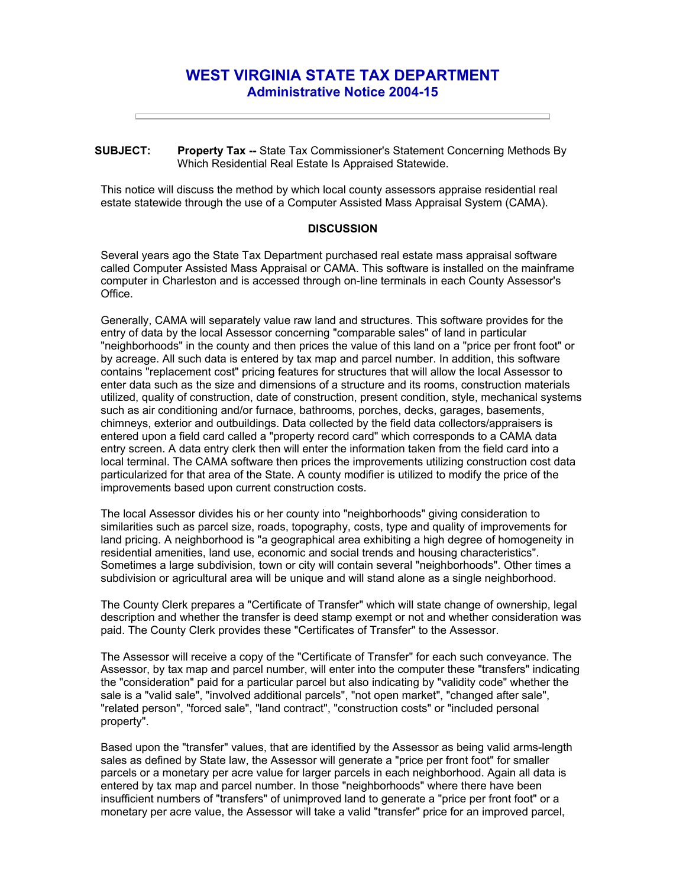# WEST VIRGINIA STATE TAX DEPARTMENT

## Administrative Notice 2004-15

---

**SUBJECT:** **Property Tax --** State Tax Commissioner's Statement Concerning Methods By Which Residential Real Estate Is Appraised Statewide.

This notice will discuss the method by which local county assessors appraise residential real estate statewide through the use of a Computer Assisted Mass Appraisal System (CAMA).

### DISCUSSION

Several years ago the State Tax Department purchased real estate mass appraisal software called Computer Assisted Mass Appraisal or CAMA. This software is installed on the mainframe computer in Charleston and is accessed through on-line terminals in each County Assessor's Office.

Generally, CAMA will separately value raw land and structures. This software provides for the entry of data by the local Assessor concerning "comparable sales" of land in particular "neighborhoods" in the county and then prices the value of this land on a "price per front foot" or by acreage. All such data is entered by tax map and parcel number. In addition, this software contains "replacement cost" pricing features for structures that will allow the local Assessor to enter data such as the size and dimensions of a structure and its rooms, construction materials utilized, quality of construction, date of construction, present condition, style, mechanical systems such as air conditioning and/or furnace, bathrooms, porches, decks, garages, basements, chimneys, exterior and outbuildings. Data collected by the field data collectors/appraisers is entered upon a field card called a "property record card" which corresponds to a CAMA data entry screen. A data entry clerk then will enter the information taken from the field card into a local terminal. The CAMA software then prices the improvements utilizing construction cost data particularized for that area of the State. A county modifier is utilized to modify the price of the improvements based upon current construction costs.

The local Assessor divides his or her county into "neighborhoods" giving consideration to similarities such as parcel size, roads, topography, costs, type and quality of improvements for land pricing. A neighborhood is "a geographical area exhibiting a high degree of homogeneity in residential amenities, land use, economic and social trends and housing characteristics". Sometimes a large subdivision, town or city will contain several "neighborhoods". Other times a subdivision or agricultural area will be unique and will stand alone as a single neighborhood.

The County Clerk prepares a "Certificate of Transfer" which will state change of ownership, legal description and whether the transfer is deed stamp exempt or not and whether consideration was paid. The County Clerk provides these "Certificates of Transfer" to the Assessor.

The Assessor will receive a copy of the "Certificate of Transfer" for each such conveyance. The Assessor, by tax map and parcel number, will enter into the computer these "transfers" indicating the "consideration" paid for a particular parcel but also indicating by "validity code" whether the sale is a "valid sale", "involved additional parcels", "not open market", "changed after sale", "related person", "forced sale", "land contract", "construction costs" or "included personal property".

Based upon the "transfer" values, that are identified by the Assessor as being valid arms-length sales as defined by State law, the Assessor will generate a "price per front foot" for smaller parcels or a monetary per acre value for larger parcels in each neighborhood. Again all data is entered by tax map and parcel number. In those "neighborhoods" where there have been insufficient numbers of "transfers" of unimproved land to generate a "price per front foot" or a monetary per acre value, the Assessor will take a valid "transfer" price for an improved parcel,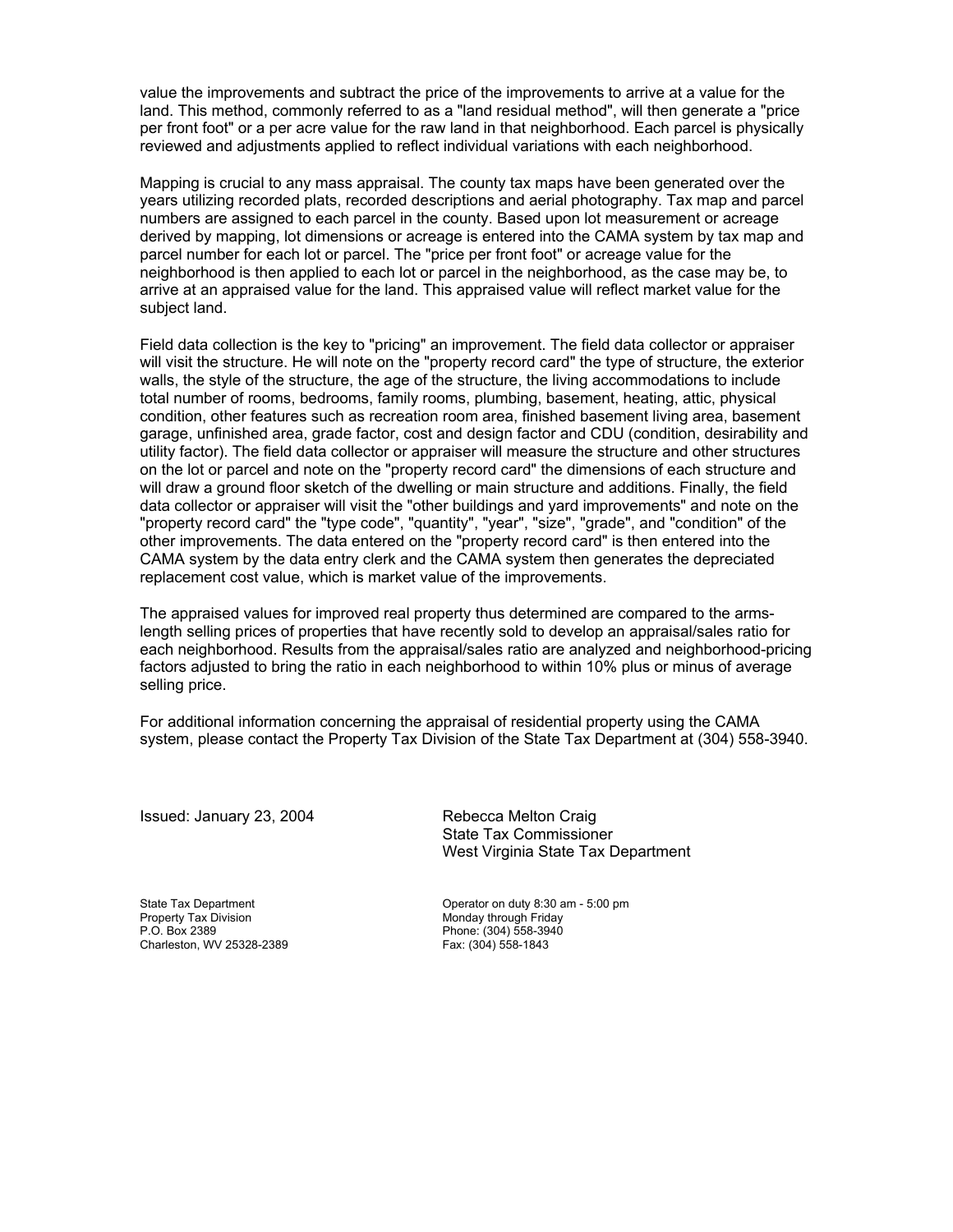value the improvements and subtract the price of the improvements to arrive at a value for the land. This method, commonly referred to as a "land residual method", will then generate a "price per front foot" or a per acre value for the raw land in that neighborhood. Each parcel is physically reviewed and adjustments applied to reflect individual variations with each neighborhood.

Mapping is crucial to any mass appraisal. The county tax maps have been generated over the years utilizing recorded plats, recorded descriptions and aerial photography. Tax map and parcel numbers are assigned to each parcel in the county. Based upon lot measurement or acreage derived by mapping, lot dimensions or acreage is entered into the CAMA system by tax map and parcel number for each lot or parcel. The "price per front foot" or acreage value for the neighborhood is then applied to each lot or parcel in the neighborhood, as the case may be, to arrive at an appraised value for the land. This appraised value will reflect market value for the subject land.

Field data collection is the key to "pricing" an improvement. The field data collector or appraiser will visit the structure. He will note on the "property record card" the type of structure, the exterior walls, the style of the structure, the age of the structure, the living accommodations to include total number of rooms, bedrooms, family rooms, plumbing, basement, heating, attic, physical condition, other features such as recreation room area, finished basement living area, basement garage, unfinished area, grade factor, cost and design factor and CDU (condition, desirability and utility factor). The field data collector or appraiser will measure the structure and other structures on the lot or parcel and note on the "property record card" the dimensions of each structure and will draw a ground floor sketch of the dwelling or main structure and additions. Finally, the field data collector or appraiser will visit the "other buildings and yard improvements" and note on the "property record card" the "type code", "quantity", "year", "size", "grade", and "condition" of the other improvements. The data entered on the "property record card" is then entered into the CAMA system by the data entry clerk and the CAMA system then generates the depreciated replacement cost value, which is market value of the improvements.

The appraised values for improved real property thus determined are compared to the arms-length selling prices of properties that have recently sold to develop an appraisal/sales ratio for each neighborhood. Results from the appraisal/sales ratio are analyzed and neighborhood-pricing factors adjusted to bring the ratio in each neighborhood to within 10% plus or minus of average selling price.

For additional information concerning the appraisal of residential property using the CAMA system, please contact the Property Tax Division of the State Tax Department at (304) 558-3940.

Issued: January 23, 2004

Rebecca Melton Craig
State Tax Commissioner
West Virginia State Tax Department

State Tax Department
Property Tax Division
P.O. Box 2389
Charleston, WV 25328-2389

Operator on duty 8:30 am - 5:00 pm
Monday through Friday
Phone: (304) 558-3940
Fax: (304) 558-1843